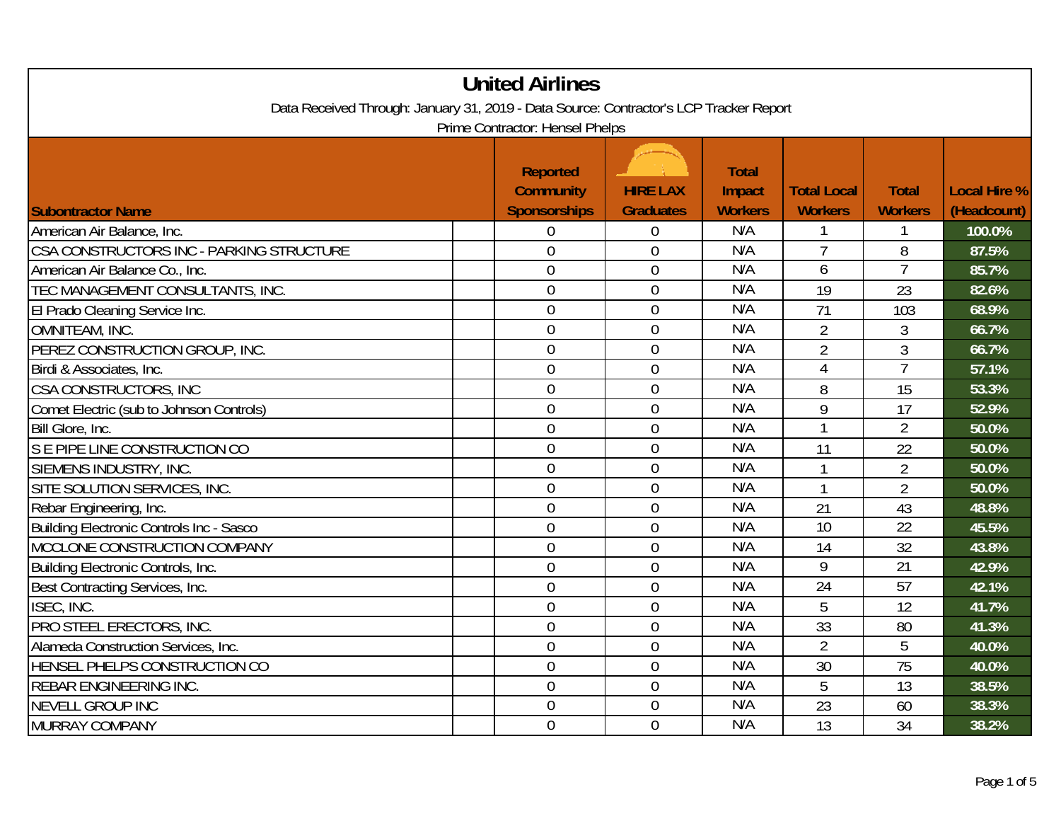# United Airlines

Data Received Through: January 31, 2019 - Data Source: Contractor's LCP Tracker Report

Prime Contractor: Hensel Phelps

| Subcontractor Name | Reported Community Sponsorships | HIRE LAX Graduates | Total Impact Workers | Total Local Workers | Total Workers | Local Hire % (Headcount) |
|---|---|---|---|---|---|---|
| American Air Balance, Inc. | 0 | 0 | N/A | 1 | 1 | 100.0% |
| CSA CONSTRUCTORS INC - PARKING STRUCTURE | 0 | 0 | N/A | 7 | 8 | 87.5% |
| American Air Balance Co., Inc. | 0 | 0 | N/A | 6 | 7 | 85.7% |
| TEC MANAGEMENT CONSULTANTS, INC. | 0 | 0 | N/A | 19 | 23 | 82.6% |
| El Prado Cleaning Service Inc. | 0 | 0 | N/A | 71 | 103 | 68.9% |
| OMNITEAM, INC. | 0 | 0 | N/A | 2 | 3 | 66.7% |
| PEREZ CONSTRUCTION GROUP, INC. | 0 | 0 | N/A | 2 | 3 | 66.7% |
| Birdi & Associates, Inc. | 0 | 0 | N/A | 4 | 7 | 57.1% |
| CSA CONSTRUCTORS, INC | 0 | 0 | N/A | 8 | 15 | 53.3% |
| Comet Electric (sub to Johnson Controls) | 0 | 0 | N/A | 9 | 17 | 52.9% |
| Bill Glore, Inc. | 0 | 0 | N/A | 1 | 2 | 50.0% |
| S E PIPE LINE CONSTRUCTION CO | 0 | 0 | N/A | 11 | 22 | 50.0% |
| SIEMENS INDUSTRY, INC. | 0 | 0 | N/A | 1 | 2 | 50.0% |
| SITE SOLUTION SERVICES, INC. | 0 | 0 | N/A | 1 | 2 | 50.0% |
| Rebar Engineering, Inc. | 0 | 0 | N/A | 21 | 43 | 48.8% |
| Building Electronic Controls Inc - Sasco | 0 | 0 | N/A | 10 | 22 | 45.5% |
| MCCLONE CONSTRUCTION COMPANY | 0 | 0 | N/A | 14 | 32 | 43.8% |
| Building Electronic Controls, Inc. | 0 | 0 | N/A | 9 | 21 | 42.9% |
| Best Contracting Services, Inc. | 0 | 0 | N/A | 24 | 57 | 42.1% |
| ISEC, INC. | 0 | 0 | N/A | 5 | 12 | 41.7% |
| PRO STEEL ERECTORS, INC. | 0 | 0 | N/A | 33 | 80 | 41.3% |
| Alameda Construction Services, Inc. | 0 | 0 | N/A | 2 | 5 | 40.0% |
| HENSEL PHELPS CONSTRUCTION CO | 0 | 0 | N/A | 30 | 75 | 40.0% |
| REBAR ENGINEERING INC. | 0 | 0 | N/A | 5 | 13 | 38.5% |
| NEVELL GROUP INC | 0 | 0 | N/A | 23 | 60 | 38.3% |
| MURRAY COMPANY | 0 | 0 | N/A | 13 | 34 | 38.2% |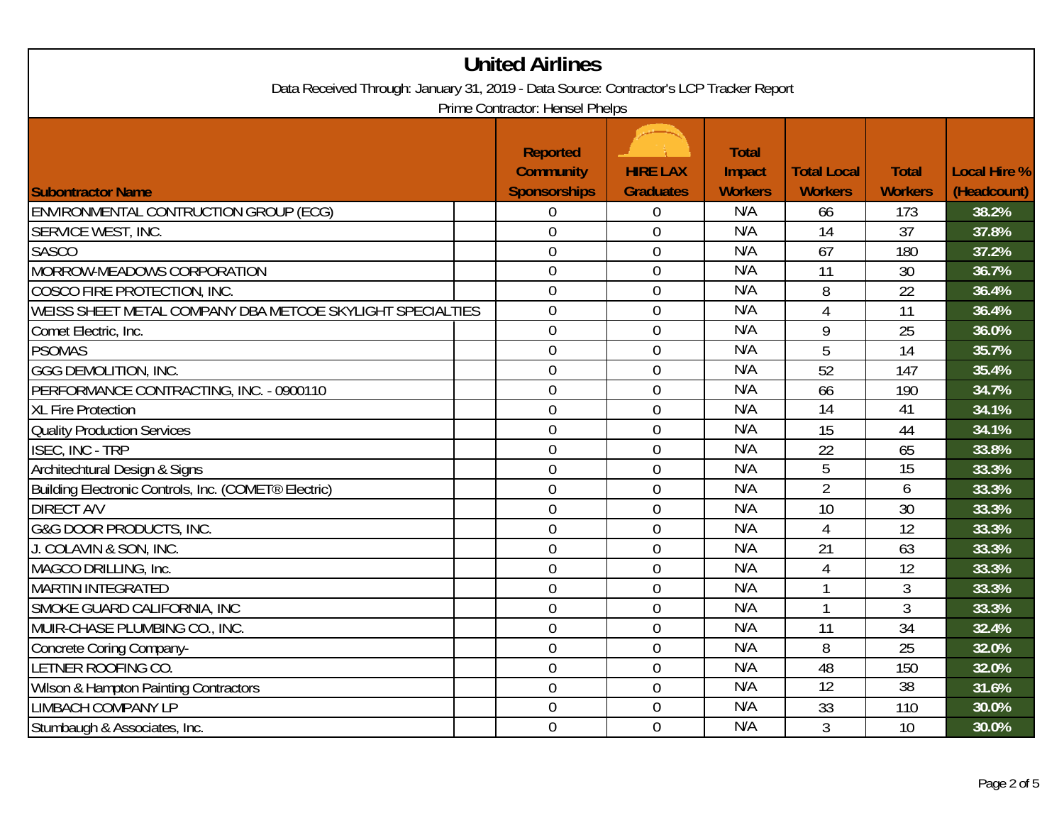# United Airlines

Data Received Through: January 31, 2019 - Data Source: Contractor's LCP Tracker Report

Prime Contractor: Hensel Phelps

| Subontractor Name | Reported Community Sponsorships | HIRE LAX Graduates | Total Impact Workers | Total Local Workers | Total Workers | Local Hire % (Headcount) |
|---|---|---|---|---|---|---|
| ENVIRONMENTAL CONTRUCTION GROUP (ECG) | 0 | 0 | N/A | 66 | 173 | 38.2% |
| SERVICE WEST, INC. | 0 | 0 | N/A | 14 | 37 | 37.8% |
| SASCO | 0 | 0 | N/A | 67 | 180 | 37.2% |
| MORROW-MEADOWS CORPORATION | 0 | 0 | N/A | 11 | 30 | 36.7% |
| COSCO FIRE PROTECTION, INC. | 0 | 0 | N/A | 8 | 22 | 36.4% |
| WEISS SHEET METAL COMPANY DBA METCOE SKYLIGHT SPECIALTIES | 0 | 0 | N/A | 4 | 11 | 36.4% |
| Comet Electric, Inc. | 0 | 0 | N/A | 9 | 25 | 36.0% |
| PSOMAS | 0 | 0 | N/A | 5 | 14 | 35.7% |
| GGG DEMOLITION, INC. | 0 | 0 | N/A | 52 | 147 | 35.4% |
| PERFORMANCE CONTRACTING, INC. - 0900110 | 0 | 0 | N/A | 66 | 190 | 34.7% |
| XL Fire Protection | 0 | 0 | N/A | 14 | 41 | 34.1% |
| Quality Production Services | 0 | 0 | N/A | 15 | 44 | 34.1% |
| ISEC, INC - TRP | 0 | 0 | N/A | 22 | 65 | 33.8% |
| Architechtural Design & Signs | 0 | 0 | N/A | 5 | 15 | 33.3% |
| Building Electronic Controls, Inc. (COMET® Electric) | 0 | 0 | N/A | 2 | 6 | 33.3% |
| DIRECT A/V | 0 | 0 | N/A | 10 | 30 | 33.3% |
| G&G DOOR PRODUCTS, INC. | 0 | 0 | N/A | 4 | 12 | 33.3% |
| J. COLAVIN & SON, INC. | 0 | 0 | N/A | 21 | 63 | 33.3% |
| MAGCO DRILLING, Inc. | 0 | 0 | N/A | 4 | 12 | 33.3% |
| MARTIN INTEGRATED | 0 | 0 | N/A | 1 | 3 | 33.3% |
| SMOKE GUARD CALIFORNIA, INC | 0 | 0 | N/A | 1 | 3 | 33.3% |
| MUIR-CHASE PLUMBING CO., INC. | 0 | 0 | N/A | 11 | 34 | 32.4% |
| Concrete Coring Company- | 0 | 0 | N/A | 8 | 25 | 32.0% |
| LETNER ROOFING CO. | 0 | 0 | N/A | 48 | 150 | 32.0% |
| Wilson & Hampton Painting Contractors | 0 | 0 | N/A | 12 | 38 | 31.6% |
| LIMBACH COMPANY LP | 0 | 0 | N/A | 33 | 110 | 30.0% |
| Stumbaugh & Associates, Inc. | 0 | 0 | N/A | 3 | 10 | 30.0% |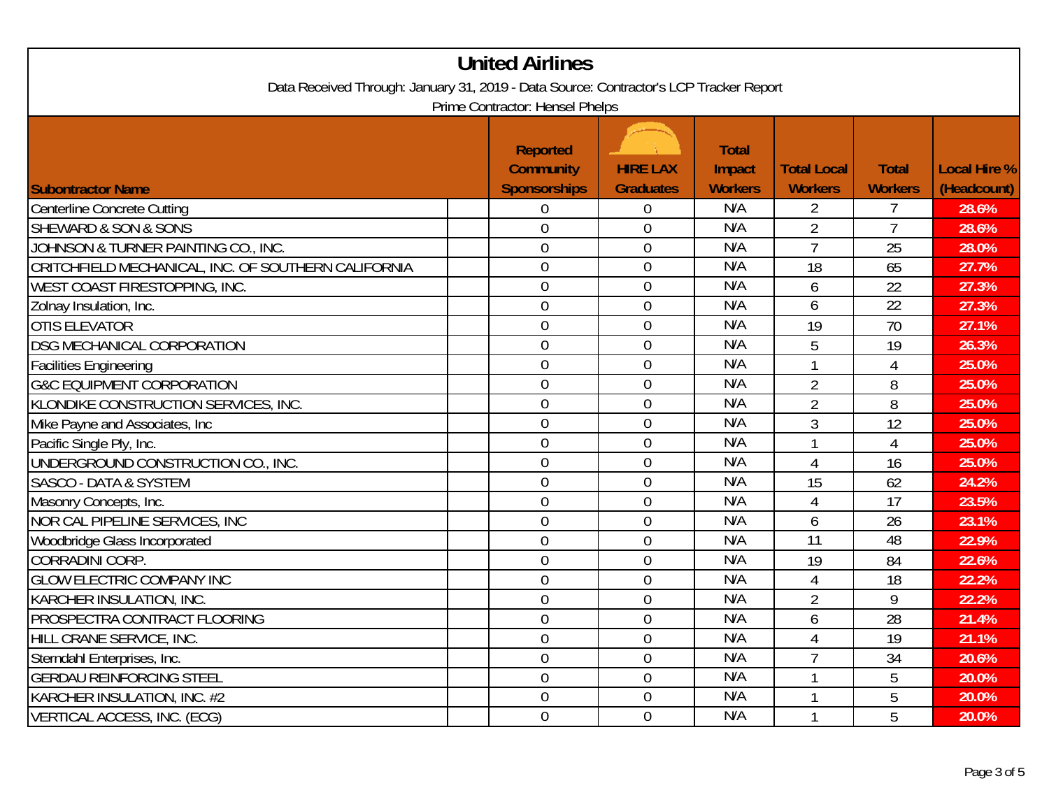# United Airlines

Data Received Through: January 31, 2019 - Data Source: Contractor's LCP Tracker Report

Prime Contractor: Hensel Phelps

| Subcontractor Name | Reported Community Sponsorships | HIRE LAX Graduates | Total Impact Workers | Total Local Workers | Total Workers | Local Hire % (Headcount) |
|---|---|---|---|---|---|---|
| Centerline Concrete Cutting | 0 | 0 | N/A | 2 | 7 | 28.6% |
| SHEWARD & SON & SONS | 0 | 0 | N/A | 2 | 7 | 28.6% |
| JOHNSON & TURNER PAINTING CO., INC. | 0 | 0 | N/A | 7 | 25 | 28.0% |
| CRITCHFIELD MECHANICAL, INC. OF SOUTHERN CALIFORNIA | 0 | 0 | N/A | 18 | 65 | 27.7% |
| WEST COAST FIRESTOPPING, INC. | 0 | 0 | N/A | 6 | 22 | 27.3% |
| Zolnay Insulation, Inc. | 0 | 0 | N/A | 6 | 22 | 27.3% |
| OTIS ELEVATOR | 0 | 0 | N/A | 19 | 70 | 27.1% |
| DSG MECHANICAL CORPORATION | 0 | 0 | N/A | 5 | 19 | 26.3% |
| Facilities Engineering | 0 | 0 | N/A | 1 | 4 | 25.0% |
| G&C EQUIPMENT CORPORATION | 0 | 0 | N/A | 2 | 8 | 25.0% |
| KLONDIKE CONSTRUCTION SERVICES, INC. | 0 | 0 | N/A | 2 | 8 | 25.0% |
| Mike Payne and Associates, Inc | 0 | 0 | N/A | 3 | 12 | 25.0% |
| Pacific Single Ply, Inc. | 0 | 0 | N/A | 1 | 4 | 25.0% |
| UNDERGROUND CONSTRUCTION CO., INC. | 0 | 0 | N/A | 4 | 16 | 25.0% |
| SASCO - DATA & SYSTEM | 0 | 0 | N/A | 15 | 62 | 24.2% |
| Masonry Concepts, Inc. | 0 | 0 | N/A | 4 | 17 | 23.5% |
| NOR CAL PIPELINE SERVICES, INC | 0 | 0 | N/A | 6 | 26 | 23.1% |
| Woodbridge Glass Incorporated | 0 | 0 | N/A | 11 | 48 | 22.9% |
| CORRADINI CORP. | 0 | 0 | N/A | 19 | 84 | 22.6% |
| GLOW ELECTRIC COMPANY INC | 0 | 0 | N/A | 4 | 18 | 22.2% |
| KARCHER INSULATION, INC. | 0 | 0 | N/A | 2 | 9 | 22.2% |
| PROSPECTRA CONTRACT FLOORING | 0 | 0 | N/A | 6 | 28 | 21.4% |
| HILL CRANE SERVICE, INC. | 0 | 0 | N/A | 4 | 19 | 21.1% |
| Sterndahl Enterprises, Inc. | 0 | 0 | N/A | 7 | 34 | 20.6% |
| GERDAU REINFORCING STEEL | 0 | 0 | N/A | 1 | 5 | 20.0% |
| KARCHER INSULATION, INC. #2 | 0 | 0 | N/A | 1 | 5 | 20.0% |
| VERTICAL ACCESS, INC. (ECG) | 0 | 0 | N/A | 1 | 5 | 20.0% |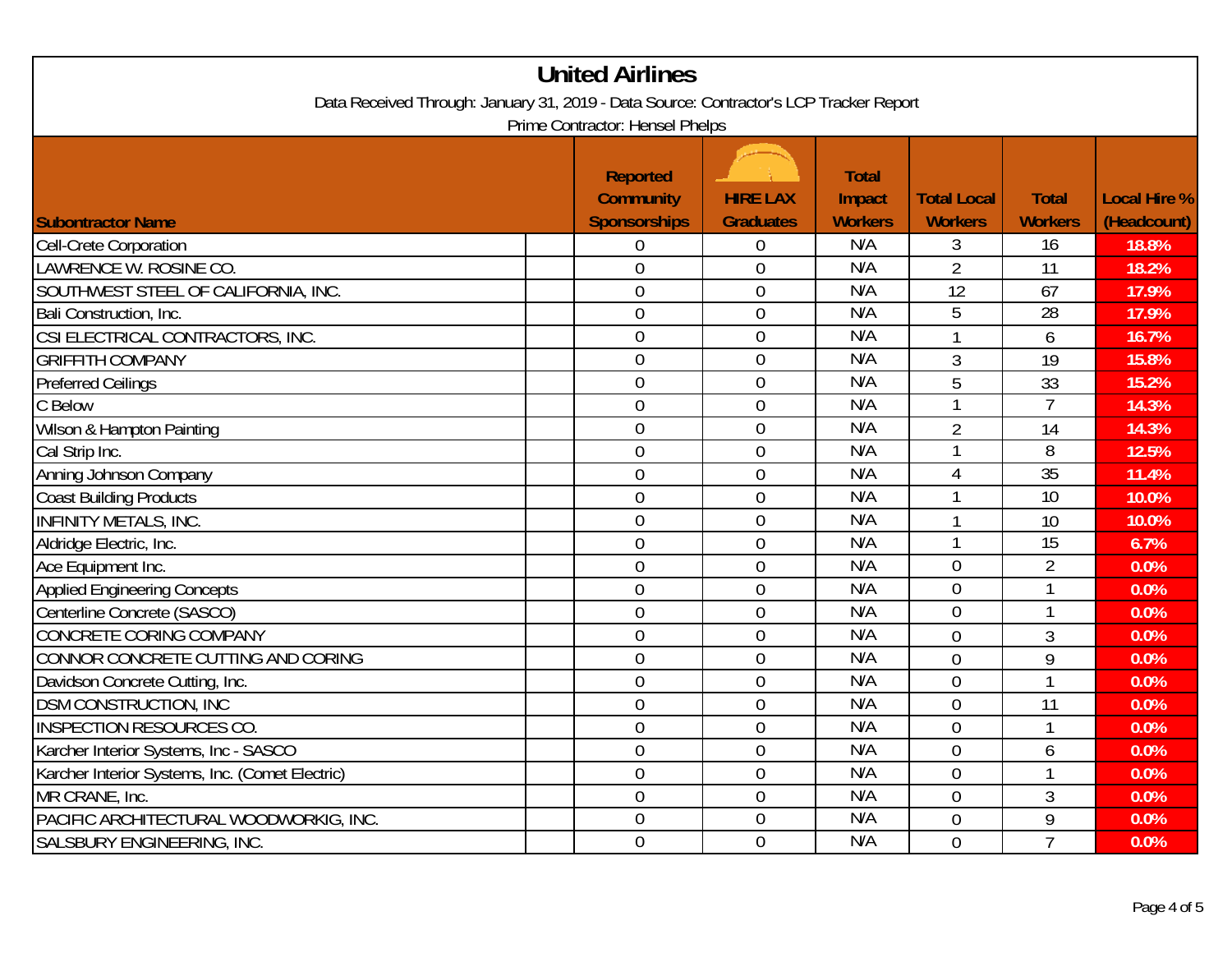# United Airlines

Data Received Through: January 31, 2019 - Data Source: Contractor's LCP Tracker Report

Prime Contractor: Hensel Phelps

| Subontractor Name | Reported Community Sponsorships | HIRE LAX Graduates | Total Impact Workers | Total Local Workers | Total Workers | Local Hire % (Headcount) |
|---|---|---|---|---|---|---|
| Cell-Crete Corporation | 0 | 0 | N/A | 3 | 16 | 18.8% |
| LAWRENCE W. ROSINE CO. | 0 | 0 | N/A | 2 | 11 | 18.2% |
| SOUTHWEST STEEL OF CALIFORNIA, INC. | 0 | 0 | N/A | 12 | 67 | 17.9% |
| Bali Construction, Inc. | 0 | 0 | N/A | 5 | 28 | 17.9% |
| CSI ELECTRICAL CONTRACTORS, INC. | 0 | 0 | N/A | 1 | 6 | 16.7% |
| GRIFFITH COMPANY | 0 | 0 | N/A | 3 | 19 | 15.8% |
| Preferred Ceilings | 0 | 0 | N/A | 5 | 33 | 15.2% |
| C Below | 0 | 0 | N/A | 1 | 7 | 14.3% |
| Wilson & Hampton Painting | 0 | 0 | N/A | 2 | 14 | 14.3% |
| Cal Strip Inc. | 0 | 0 | N/A | 1 | 8 | 12.5% |
| Anning Johnson Company | 0 | 0 | N/A | 4 | 35 | 11.4% |
| Coast Building Products | 0 | 0 | N/A | 1 | 10 | 10.0% |
| INFINITY METALS, INC. | 0 | 0 | N/A | 1 | 10 | 10.0% |
| Aldridge Electric, Inc. | 0 | 0 | N/A | 1 | 15 | 6.7% |
| Ace Equipment Inc. | 0 | 0 | N/A | 0 | 2 | 0.0% |
| Applied Engineering Concepts | 0 | 0 | N/A | 0 | 1 | 0.0% |
| Centerline Concrete (SASCO) | 0 | 0 | N/A | 0 | 1 | 0.0% |
| CONCRETE CORING COMPANY | 0 | 0 | N/A | 0 | 3 | 0.0% |
| CONNOR CONCRETE CUTTING AND CORING | 0 | 0 | N/A | 0 | 9 | 0.0% |
| Davidson Concrete Cutting, Inc. | 0 | 0 | N/A | 0 | 1 | 0.0% |
| DSM CONSTRUCTION, INC | 0 | 0 | N/A | 0 | 11 | 0.0% |
| INSPECTION RESOURCES CO. | 0 | 0 | N/A | 0 | 1 | 0.0% |
| Karcher Interior Systems, Inc - SASCO | 0 | 0 | N/A | 0 | 6 | 0.0% |
| Karcher Interior Systems, Inc. (Comet Electric) | 0 | 0 | N/A | 0 | 1 | 0.0% |
| MR CRANE, Inc. | 0 | 0 | N/A | 0 | 3 | 0.0% |
| PACIFIC ARCHITECTURAL WOODWORKIG, INC. | 0 | 0 | N/A | 0 | 9 | 0.0% |
| SALSBURY ENGINEERING, INC. | 0 | 0 | N/A | 0 | 7 | 0.0% |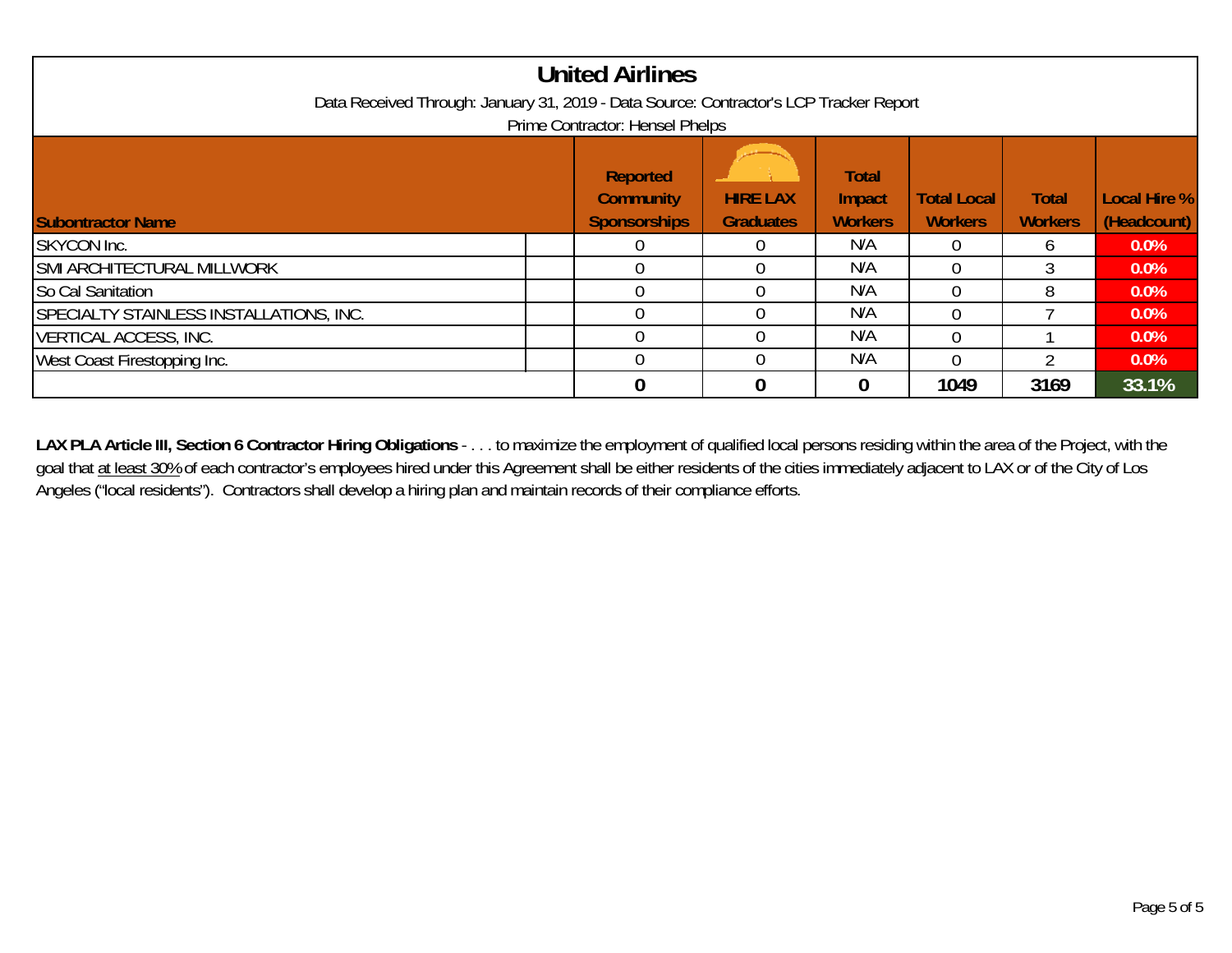# United Airlines

Data Received Through: January 31, 2019 - Data Source: Contractor's LCP Tracker Report

Prime Contractor: Hensel Phelps

| Subcontractor Name | | Reported Community Sponsorships | HIRE LAX Graduates | Total Impact Workers | Total Local Workers | Total Workers | Local Hire % (Headcount) |
|---|---|---|---|---|---|---|---|
| SKYCON Inc. | | 0 | 0 | N/A | 0 | 6 | 0.0% |
| SMI ARCHITECTURAL MILLWORK | | 0 | 0 | N/A | 0 | 3 | 0.0% |
| So Cal Sanitation | | 0 | 0 | N/A | 0 | 8 | 0.0% |
| SPECIALTY STAINLESS INSTALLATIONS, INC. | | 0 | 0 | N/A | 0 | 7 | 0.0% |
| VERTICAL ACCESS, INC. | | 0 | 0 | N/A | 0 | 1 | 0.0% |
| West Coast Firestopping Inc. | | 0 | 0 | N/A | 0 | 2 | 0.0% |
| | | **0** | **0** | **0** | **1049** | **3169** | **33.1%** |

**LAX PLA Article III, Section 6 Contractor Hiring Obligations** - . . . to maximize the employment of qualified local persons residing within the area of the Project, with the goal that at least 30% of each contractor's employees hired under this Agreement shall be either residents of the cities immediately adjacent to LAX or of the City of Los Angeles ("local residents"). Contractors shall develop a hiring plan and maintain records of their compliance efforts.